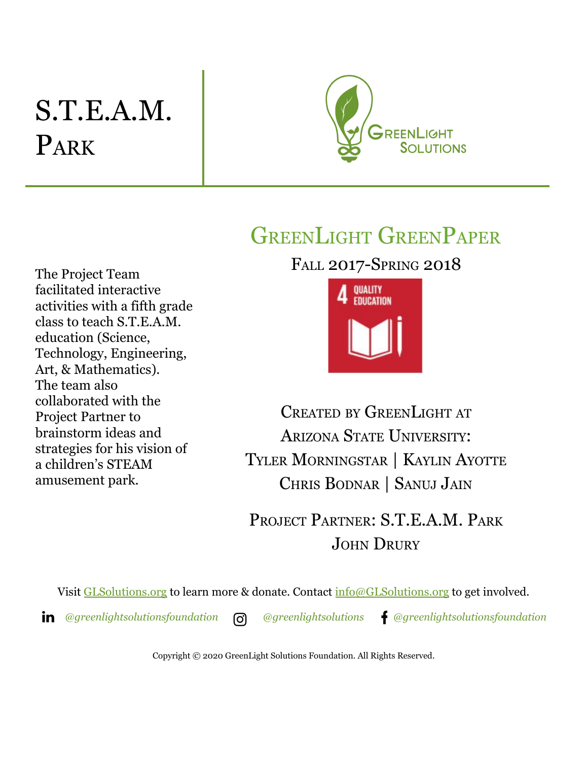# S.T.E.A.M. Park

GreenLight Solutions

## GreenLight GreenPaper

Fall 2017-Spring 2018

4 QUALITY EDUCATION

The Project Team facilitated interactive activities with a fifth grade class to teach S.T.E.A.M. education (Science, Technology, Engineering, Art, & Mathematics). The team also collaborated with the Project Partner to brainstorm ideas and strategies for his vision of a children's STEAM amusement park.

Created by GreenLight at Arizona State University:
Tyler Morningstar | Kaylin Ayotte
Chris Bodnar | Sanuj Jain

Project Partner: S.T.E.A.M. Park
John Drury

Visit GLSolutions.org to learn more & donate. Contact info@GLSolutions.org to get involved.

*@greenlightsolutionsfoundation* *@greenlightsolutions* *@greenlightsolutionsfoundation*

Copyright © 2020 GreenLight Solutions Foundation. All Rights Reserved.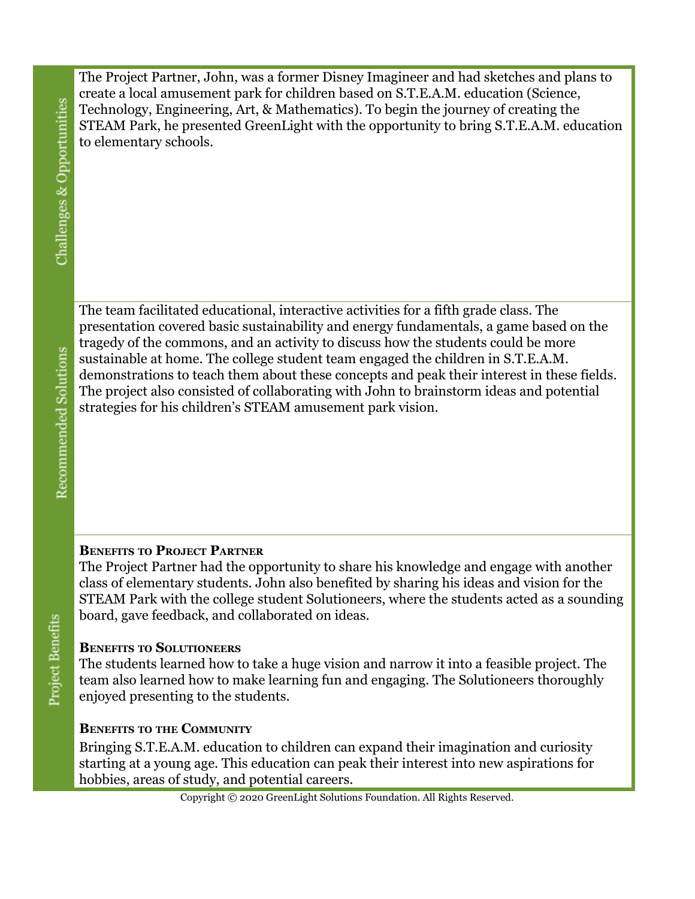## Challenges & Opportunities

The Project Partner, John, was a former Disney Imagineer and had sketches and plans to create a local amusement park for children based on S.T.E.A.M. education (Science, Technology, Engineering, Art, & Mathematics). To begin the journey of creating the STEAM Park, he presented GreenLight with the opportunity to bring S.T.E.A.M. education to elementary schools.

## Recommended Solutions

The team facilitated educational, interactive activities for a fifth grade class. The presentation covered basic sustainability and energy fundamentals, a game based on the tragedy of the commons, and an activity to discuss how the students could be more sustainable at home. The college student team engaged the children in S.T.E.A.M. demonstrations to teach them about these concepts and peak their interest in these fields. The project also consisted of collaborating with John to brainstorm ideas and potential strategies for his children's STEAM amusement park vision.

## Project Benefits

**Benefits to Project Partner**

The Project Partner had the opportunity to share his knowledge and engage with another class of elementary students. John also benefited by sharing his ideas and vision for the STEAM Park with the college student Solutioneers, where the students acted as a sounding board, gave feedback, and collaborated on ideas.

**Benefits to Solutioneers**

The students learned how to take a huge vision and narrow it into a feasible project. The team also learned how to make learning fun and engaging. The Solutioneers thoroughly enjoyed presenting to the students.

**Benefits to the Community**

Bringing S.T.E.A.M. education to children can expand their imagination and curiosity starting at a young age. This education can peak their interest into new aspirations for hobbies, areas of study, and potential careers.

Copyright © 2020 GreenLight Solutions Foundation. All Rights Reserved.